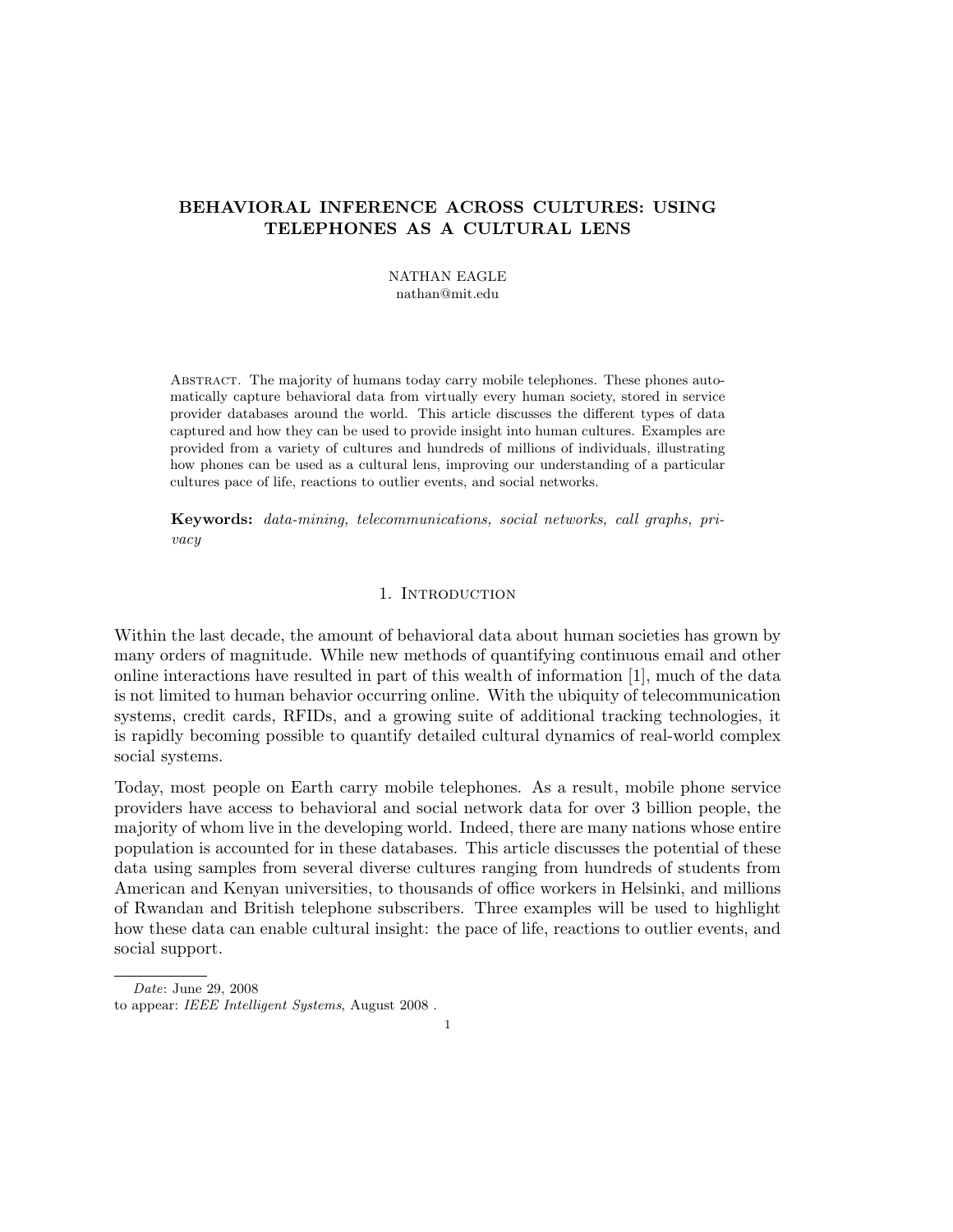# BEHAVIORAL INFERENCE ACROSS CULTURES: USING TELEPHONES AS A CULTURAL LENS

NATHAN EAGLE
nathan@mit.edu

Abstract. The majority of humans today carry mobile telephones. These phones automatically capture behavioral data from virtually every human society, stored in service provider databases around the world. This article discusses the different types of data captured and how they can be used to provide insight into human cultures. Examples are provided from a variety of cultures and hundreds of millions of individuals, illustrating how phones can be used as a cultural lens, improving our understanding of a particular cultures pace of life, reactions to outlier events, and social networks.

**Keywords:** *data-mining, telecommunications, social networks, call graphs, privacy*

## 1. Introduction

Within the last decade, the amount of behavioral data about human societies has grown by many orders of magnitude. While new methods of quantifying continuous email and other online interactions have resulted in part of this wealth of information [1], much of the data is not limited to human behavior occurring online. With the ubiquity of telecommunication systems, credit cards, RFIDs, and a growing suite of additional tracking technologies, it is rapidly becoming possible to quantify detailed cultural dynamics of real-world complex social systems.

Today, most people on Earth carry mobile telephones. As a result, mobile phone service providers have access to behavioral and social network data for over 3 billion people, the majority of whom live in the developing world. Indeed, there are many nations whose entire population is accounted for in these databases. This article discusses the potential of these data using samples from several diverse cultures ranging from hundreds of students from American and Kenyan universities, to thousands of office workers in Helsinki, and millions of Rwandan and British telephone subscribers. Three examples will be used to highlight how these data can enable cultural insight: the pace of life, reactions to outlier events, and social support.

---

*Date*: June 29, 2008
to appear: *IEEE Intelligent Systems*, August 2008 .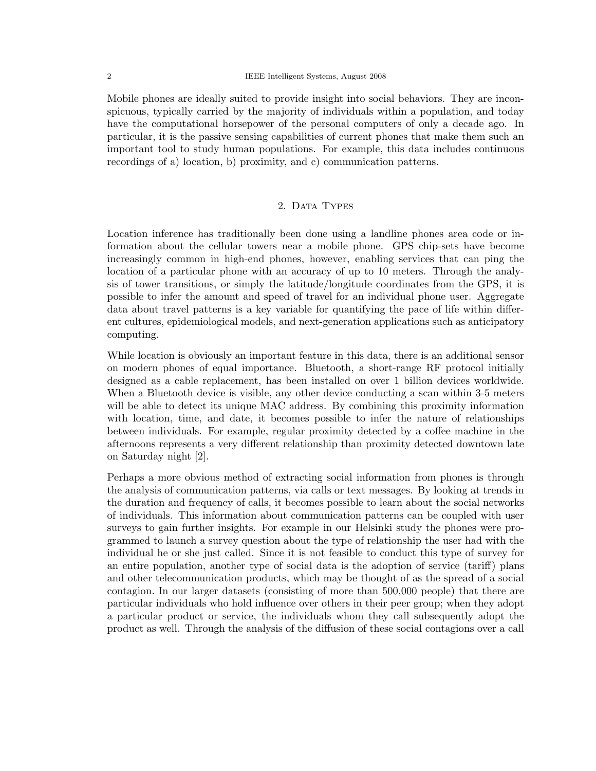Mobile phones are ideally suited to provide insight into social behaviors. They are inconspicuous, typically carried by the majority of individuals within a population, and today have the computational horsepower of the personal computers of only a decade ago. In particular, it is the passive sensing capabilities of current phones that make them such an important tool to study human populations. For example, this data includes continuous recordings of a) location, b) proximity, and c) communication patterns.

## 2. Data Types

Location inference has traditionally been done using a landline phones area code or information about the cellular towers near a mobile phone. GPS chip-sets have become increasingly common in high-end phones, however, enabling services that can ping the location of a particular phone with an accuracy of up to 10 meters. Through the analysis of tower transitions, or simply the latitude/longitude coordinates from the GPS, it is possible to infer the amount and speed of travel for an individual phone user. Aggregate data about travel patterns is a key variable for quantifying the pace of life within different cultures, epidemiological models, and next-generation applications such as anticipatory computing.

While location is obviously an important feature in this data, there is an additional sensor on modern phones of equal importance. Bluetooth, a short-range RF protocol initially designed as a cable replacement, has been installed on over 1 billion devices worldwide. When a Bluetooth device is visible, any other device conducting a scan within 3-5 meters will be able to detect its unique MAC address. By combining this proximity information with location, time, and date, it becomes possible to infer the nature of relationships between individuals. For example, regular proximity detected by a coffee machine in the afternoons represents a very different relationship than proximity detected downtown late on Saturday night [2].

Perhaps a more obvious method of extracting social information from phones is through the analysis of communication patterns, via calls or text messages. By looking at trends in the duration and frequency of calls, it becomes possible to learn about the social networks of individuals. This information about communication patterns can be coupled with user surveys to gain further insights. For example in our Helsinki study the phones were programmed to launch a survey question about the type of relationship the user had with the individual he or she just called. Since it is not feasible to conduct this type of survey for an entire population, another type of social data is the adoption of service (tariff) plans and other telecommunication products, which may be thought of as the spread of a social contagion. In our larger datasets (consisting of more than 500,000 people) that there are particular individuals who hold influence over others in their peer group; when they adopt a particular product or service, the individuals whom they call subsequently adopt the product as well. Through the analysis of the diffusion of these social contagions over a call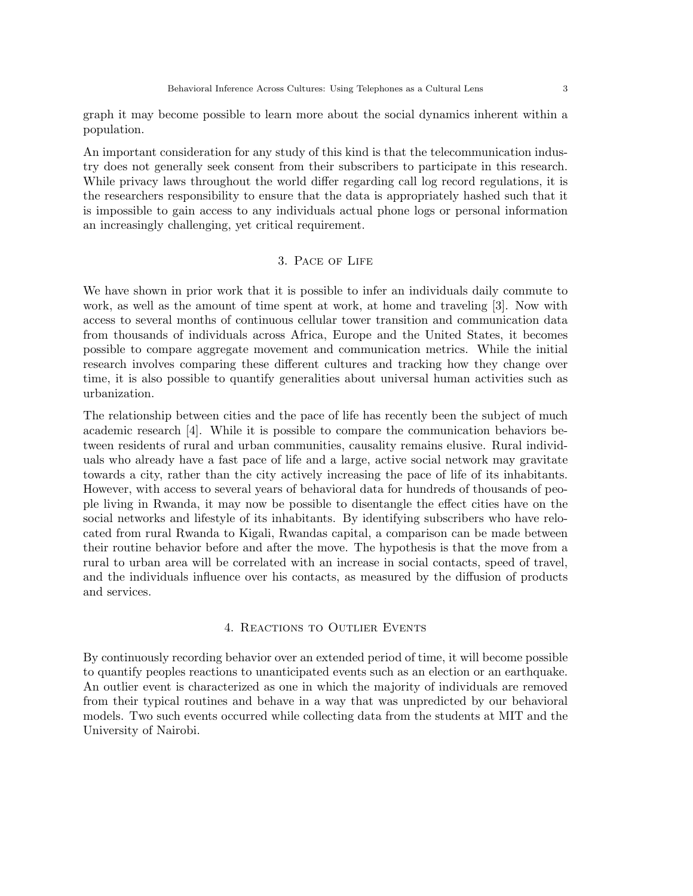graph it may become possible to learn more about the social dynamics inherent within a population.

An important consideration for any study of this kind is that the telecommunication industry does not generally seek consent from their subscribers to participate in this research. While privacy laws throughout the world differ regarding call log record regulations, it is the researchers responsibility to ensure that the data is appropriately hashed such that it is impossible to gain access to any individuals actual phone logs or personal information an increasingly challenging, yet critical requirement.

## 3. Pace of Life

We have shown in prior work that it is possible to infer an individuals daily commute to work, as well as the amount of time spent at work, at home and traveling [3]. Now with access to several months of continuous cellular tower transition and communication data from thousands of individuals across Africa, Europe and the United States, it becomes possible to compare aggregate movement and communication metrics. While the initial research involves comparing these different cultures and tracking how they change over time, it is also possible to quantify generalities about universal human activities such as urbanization.

The relationship between cities and the pace of life has recently been the subject of much academic research [4]. While it is possible to compare the communication behaviors between residents of rural and urban communities, causality remains elusive. Rural individuals who already have a fast pace of life and a large, active social network may gravitate towards a city, rather than the city actively increasing the pace of life of its inhabitants. However, with access to several years of behavioral data for hundreds of thousands of people living in Rwanda, it may now be possible to disentangle the effect cities have on the social networks and lifestyle of its inhabitants. By identifying subscribers who have relocated from rural Rwanda to Kigali, Rwandas capital, a comparison can be made between their routine behavior before and after the move. The hypothesis is that the move from a rural to urban area will be correlated with an increase in social contacts, speed of travel, and the individuals influence over his contacts, as measured by the diffusion of products and services.

## 4. Reactions to Outlier Events

By continuously recording behavior over an extended period of time, it will become possible to quantify peoples reactions to unanticipated events such as an election or an earthquake. An outlier event is characterized as one in which the majority of individuals are removed from their typical routines and behave in a way that was unpredicted by our behavioral models. Two such events occurred while collecting data from the students at MIT and the University of Nairobi.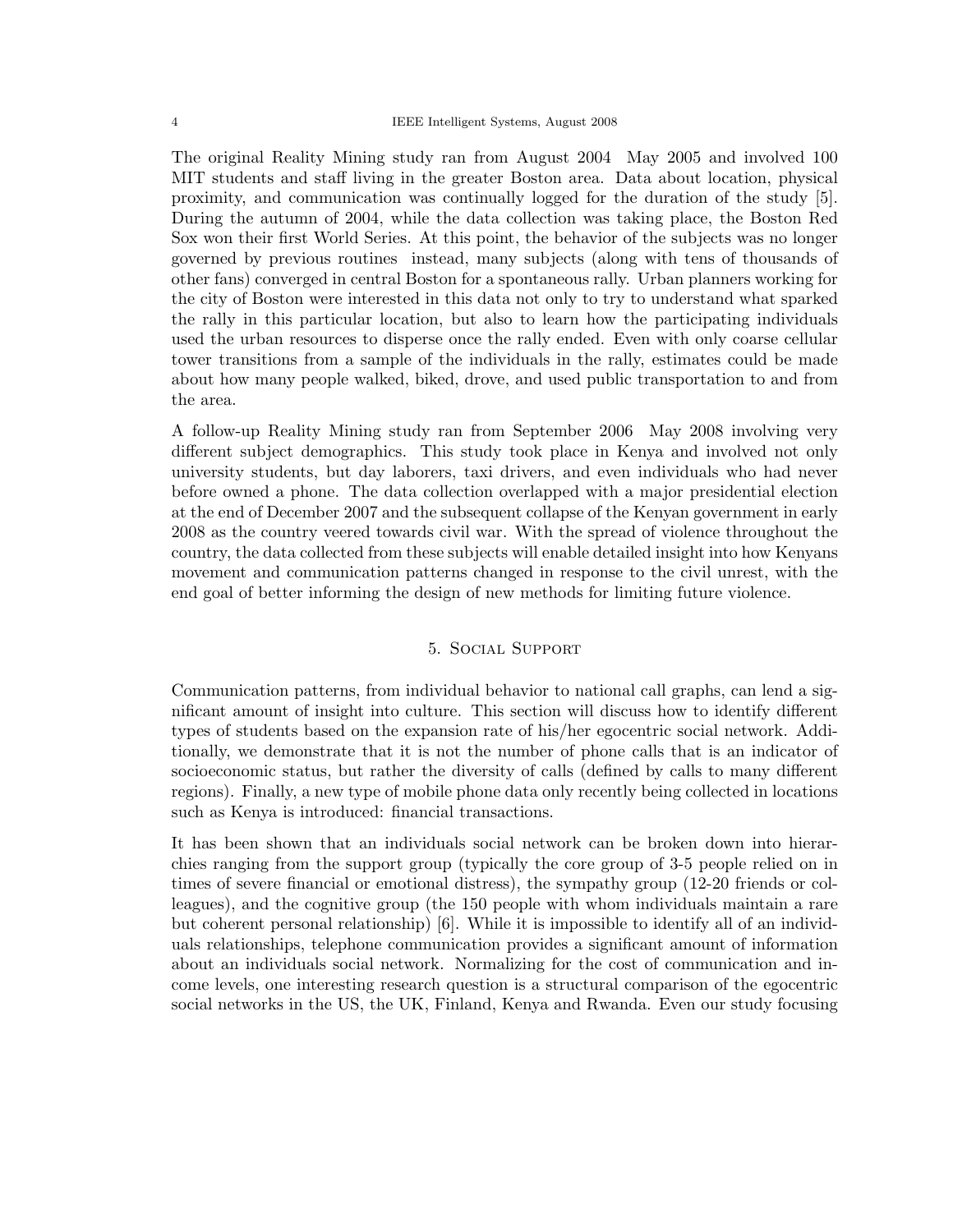The original Reality Mining study ran from August 2004 May 2005 and involved 100 MIT students and staff living in the greater Boston area. Data about location, physical proximity, and communication was continually logged for the duration of the study [5]. During the autumn of 2004, while the data collection was taking place, the Boston Red Sox won their first World Series. At this point, the behavior of the subjects was no longer governed by previous routines instead, many subjects (along with tens of thousands of other fans) converged in central Boston for a spontaneous rally. Urban planners working for the city of Boston were interested in this data not only to try to understand what sparked the rally in this particular location, but also to learn how the participating individuals used the urban resources to disperse once the rally ended. Even with only coarse cellular tower transitions from a sample of the individuals in the rally, estimates could be made about how many people walked, biked, drove, and used public transportation to and from the area.

A follow-up Reality Mining study ran from September 2006 May 2008 involving very different subject demographics. This study took place in Kenya and involved not only university students, but day laborers, taxi drivers, and even individuals who had never before owned a phone. The data collection overlapped with a major presidential election at the end of December 2007 and the subsequent collapse of the Kenyan government in early 2008 as the country veered towards civil war. With the spread of violence throughout the country, the data collected from these subjects will enable detailed insight into how Kenyans movement and communication patterns changed in response to the civil unrest, with the end goal of better informing the design of new methods for limiting future violence.

## 5. Social Support

Communication patterns, from individual behavior to national call graphs, can lend a significant amount of insight into culture. This section will discuss how to identify different types of students based on the expansion rate of his/her egocentric social network. Additionally, we demonstrate that it is not the number of phone calls that is an indicator of socioeconomic status, but rather the diversity of calls (defined by calls to many different regions). Finally, a new type of mobile phone data only recently being collected in locations such as Kenya is introduced: financial transactions.

It has been shown that an individuals social network can be broken down into hierarchies ranging from the support group (typically the core group of 3-5 people relied on in times of severe financial or emotional distress), the sympathy group (12-20 friends or colleagues), and the cognitive group (the 150 people with whom individuals maintain a rare but coherent personal relationship) [6]. While it is impossible to identify all of an individuals relationships, telephone communication provides a significant amount of information about an individuals social network. Normalizing for the cost of communication and income levels, one interesting research question is a structural comparison of the egocentric social networks in the US, the UK, Finland, Kenya and Rwanda. Even our study focusing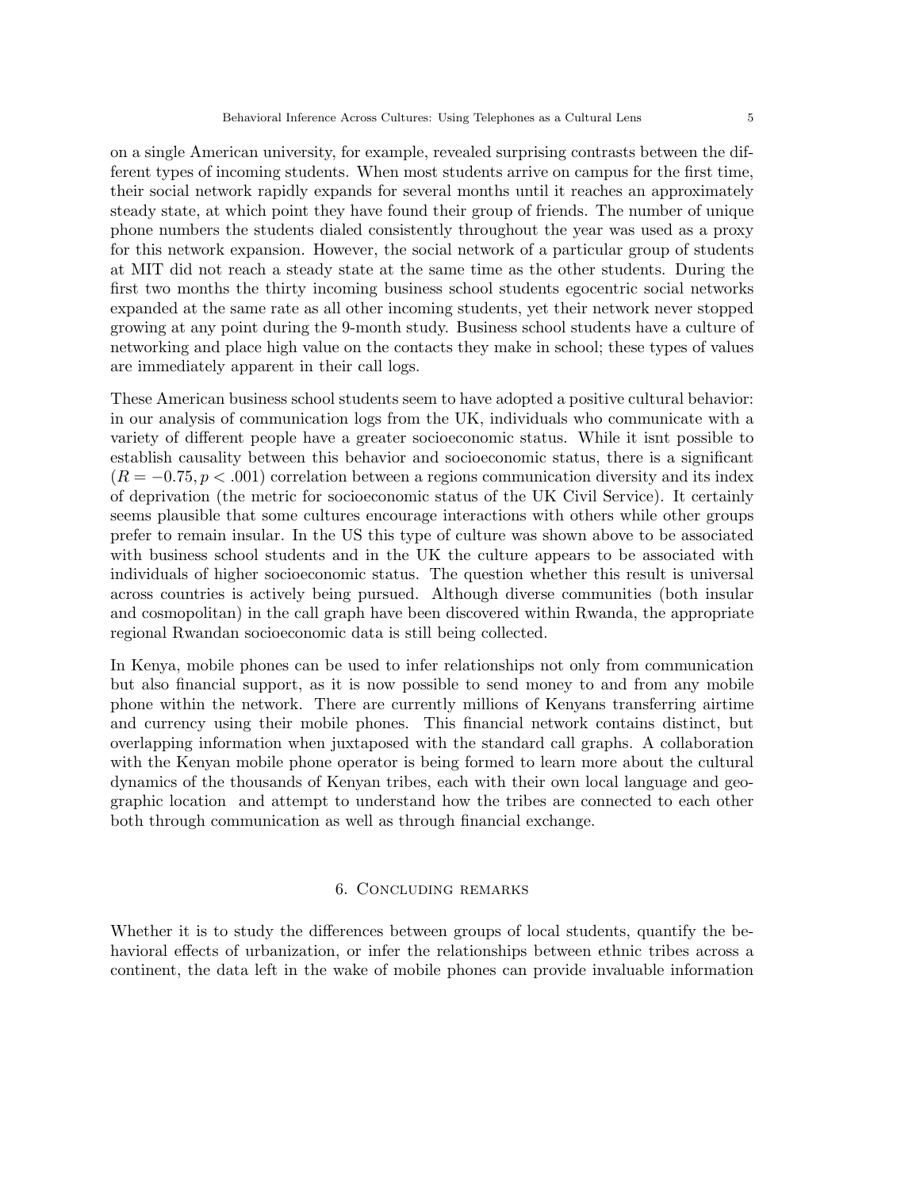on a single American university, for example, revealed surprising contrasts between the different types of incoming students. When most students arrive on campus for the first time, their social network rapidly expands for several months until it reaches an approximately steady state, at which point they have found their group of friends. The number of unique phone numbers the students dialed consistently throughout the year was used as a proxy for this network expansion. However, the social network of a particular group of students at MIT did not reach a steady state at the same time as the other students. During the first two months the thirty incoming business school students egocentric social networks expanded at the same rate as all other incoming students, yet their network never stopped growing at any point during the 9-month study. Business school students have a culture of networking and place high value on the contacts they make in school; these types of values are immediately apparent in their call logs.

These American business school students seem to have adopted a positive cultural behavior: in our analysis of communication logs from the UK, individuals who communicate with a variety of different people have a greater socioeconomic status. While it isnt possible to establish causality between this behavior and socioeconomic status, there is a significant ($R = -0.75, p < .001$) correlation between a regions communication diversity and its index of deprivation (the metric for socioeconomic status of the UK Civil Service). It certainly seems plausible that some cultures encourage interactions with others while other groups prefer to remain insular. In the US this type of culture was shown above to be associated with business school students and in the UK the culture appears to be associated with individuals of higher socioeconomic status. The question whether this result is universal across countries is actively being pursued. Although diverse communities (both insular and cosmopolitan) in the call graph have been discovered within Rwanda, the appropriate regional Rwandan socioeconomic data is still being collected.

In Kenya, mobile phones can be used to infer relationships not only from communication but also financial support, as it is now possible to send money to and from any mobile phone within the network. There are currently millions of Kenyans transferring airtime and currency using their mobile phones. This financial network contains distinct, but overlapping information when juxtaposed with the standard call graphs. A collaboration with the Kenyan mobile phone operator is being formed to learn more about the cultural dynamics of the thousands of Kenyan tribes, each with their own local language and geographic location and attempt to understand how the tribes are connected to each other both through communication as well as through financial exchange.

## 6. Concluding remarks

Whether it is to study the differences between groups of local students, quantify the behavioral effects of urbanization, or infer the relationships between ethnic tribes across a continent, the data left in the wake of mobile phones can provide invaluable information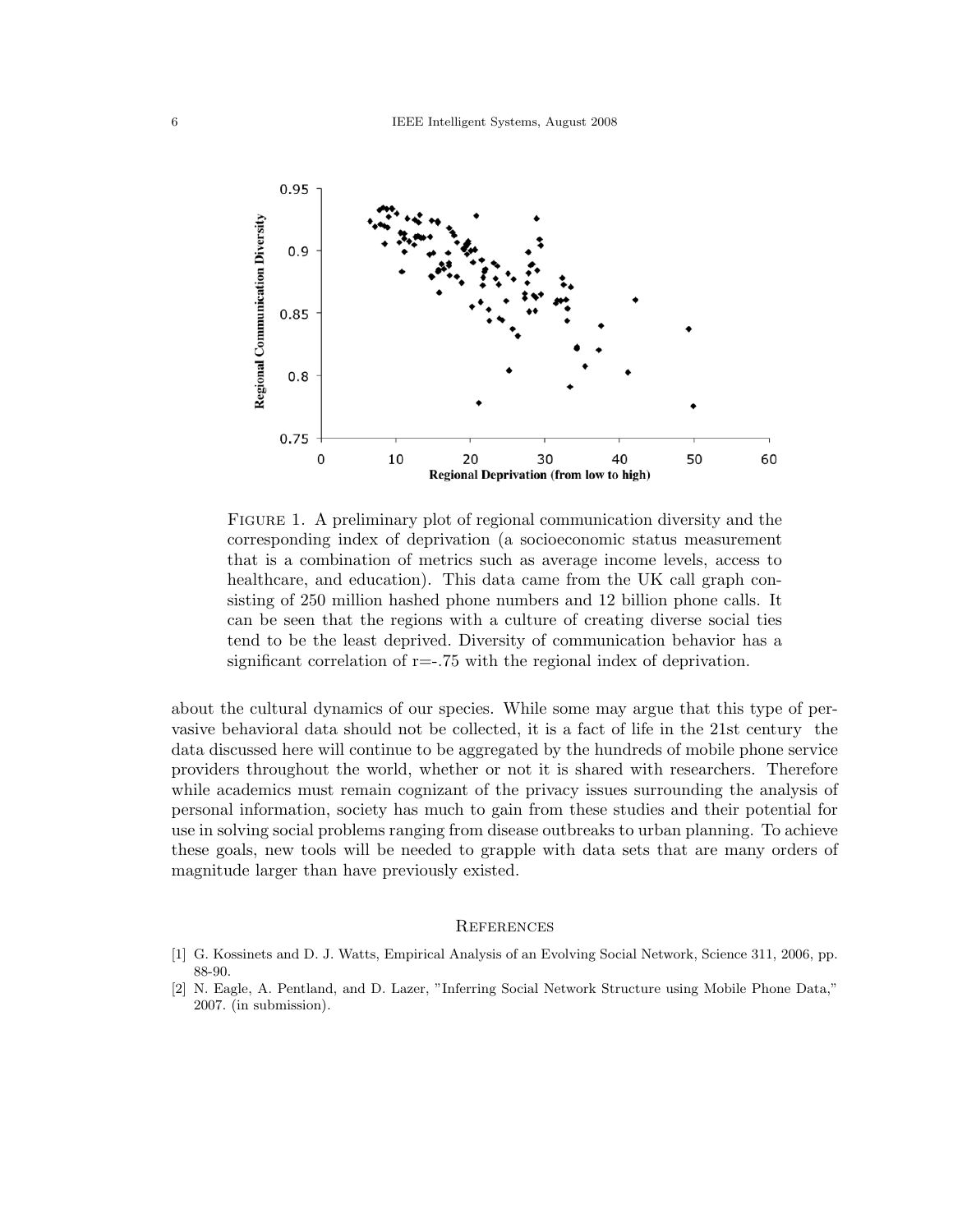Figure 1. A preliminary plot of regional communication diversity and the corresponding index of deprivation (a socioeconomic status measurement that is a combination of metrics such as average income levels, access to healthcare, and education). This data came from the UK call graph consisting of 250 million hashed phone numbers and 12 billion phone calls. It can be seen that the regions with a culture of creating diverse social ties tend to be the least deprived. Diversity of communication behavior has a significant correlation of r=-.75 with the regional index of deprivation.

about the cultural dynamics of our species. While some may argue that this type of pervasive behavioral data should not be collected, it is a fact of life in the 21st century the data discussed here will continue to be aggregated by the hundreds of mobile phone service providers throughout the world, whether or not it is shared with researchers. Therefore while academics must remain cognizant of the privacy issues surrounding the analysis of personal information, society has much to gain from these studies and their potential for use in solving social problems ranging from disease outbreaks to urban planning. To achieve these goals, new tools will be needed to grapple with data sets that are many orders of magnitude larger than have previously existed.

## References

[1] G. Kossinets and D. J. Watts, Empirical Analysis of an Evolving Social Network, Science 311, 2006, pp. 88-90.

[2] N. Eagle, A. Pentland, and D. Lazer, "Inferring Social Network Structure using Mobile Phone Data," 2007. (in submission).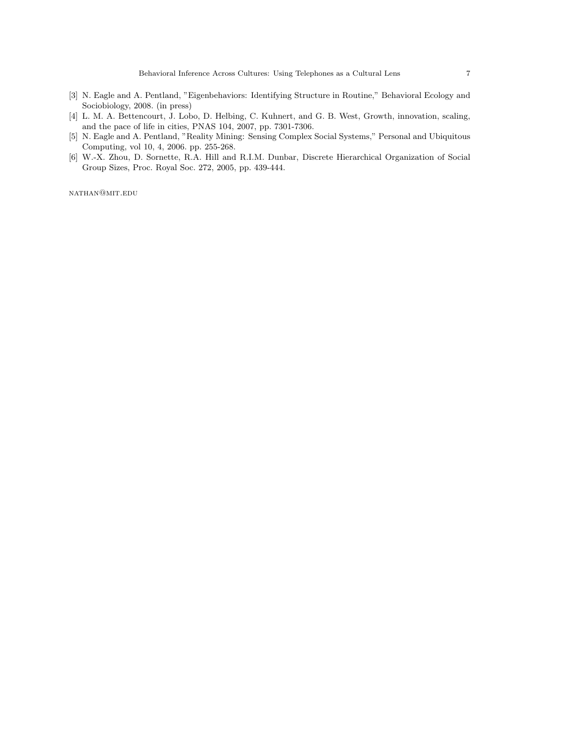[3] N. Eagle and A. Pentland, "Eigenbehaviors: Identifying Structure in Routine," Behavioral Ecology and Sociobiology, 2008. (in press)

[4] L. M. A. Bettencourt, J. Lobo, D. Helbing, C. Kuhnert, and G. B. West, Growth, innovation, scaling, and the pace of life in cities, PNAS 104, 2007, pp. 7301-7306.

[5] N. Eagle and A. Pentland, "Reality Mining: Sensing Complex Social Systems," Personal and Ubiquitous Computing, vol 10, 4, 2006. pp. 255-268.

[6] W.-X. Zhou, D. Sornette, R.A. Hill and R.I.M. Dunbar, Discrete Hierarchical Organization of Social Group Sizes, Proc. Royal Soc. 272, 2005, pp. 439-444.

nathan@mit.edu